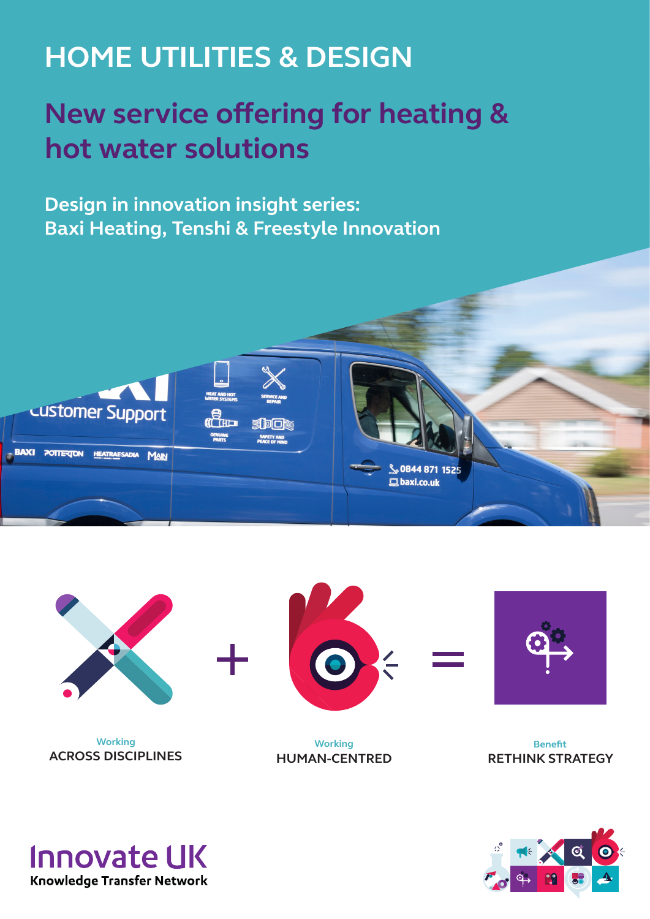# HOME UTILITIES & DESIGN

## New service offering for heating & hot water solutions

### Design in innovation insight series: Baxi Heating, Tenshi & Freestyle Innovation

Working
ACROSS DISCIPLINES

+

Working
HUMAN-CENTRED

=

Benefit
RETHINK STRATEGY

Innovate UK
Knowledge Transfer Network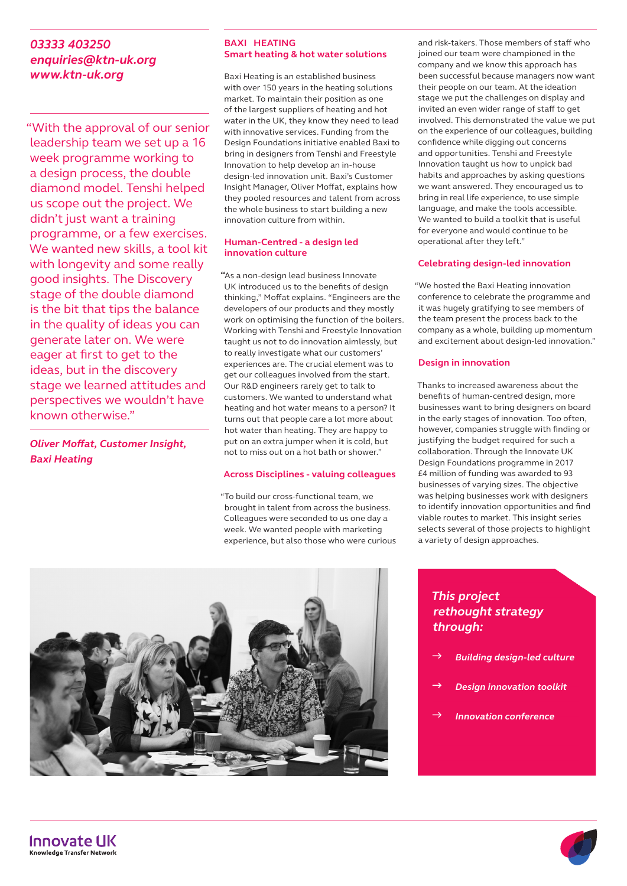*03333 403250*
*enquiries@ktn-uk.org*
*www.ktn-uk.org*

"With the approval of our senior leadership team we set up a 16 week programme working to a design process, the double diamond model. Tenshi helped us scope out the project. We didn't just want a training programme, or a few exercises. We wanted new skills, a tool kit with longevity and some really good insights. The Discovery stage of the double diamond is the bit that tips the balance in the quality of ideas you can generate later on. We were eager at first to get to the ideas, but in the discovery stage we learned attitudes and perspectives we wouldn't have known otherwise."

***Oliver Moffat, Customer Insight, Baxi Heating***

## BAXI HEATING
### Smart heating & hot water solutions

Baxi Heating is an established business with over 150 years in the heating solutions market. To maintain their position as one of the largest suppliers of heating and hot water in the UK, they know they need to lead with innovative services. Funding from the Design Foundations initiative enabled Baxi to bring in designers from Tenshi and Freestyle Innovation to help develop an in-house design-led innovation unit. Baxi's Customer Insight Manager, Oliver Moffat, explains how they pooled resources and talent from across the whole business to start building a new innovation culture from within.

### Human-Centred - a design led innovation culture

"As a non-design lead business Innovate UK introduced us to the benefits of design thinking," Moffat explains. "Engineers are the developers of our products and they mostly work on optimising the function of the boilers. Working with Tenshi and Freestyle Innovation taught us not to do innovation aimlessly, but to really investigate what our customers' experiences are. The crucial element was to get our colleagues involved from the start. Our R&D engineers rarely get to talk to customers. We wanted to understand what heating and hot water means to a person? It turns out that people care a lot more about hot water than heating. They are happy to put on an extra jumper when it is cold, but not to miss out on a hot bath or shower."

### Across Disciplines - valuing colleagues

"To build our cross-functional team, we brought in talent from across the business. Colleagues were seconded to us one day a week. We wanted people with marketing experience, but also those who were curious and risk-takers. Those members of staff who joined our team were championed in the company and we know this approach has been successful because managers now want their people on our team. At the ideation stage we put the challenges on display and invited an even wider range of staff to get involved. This demonstrated the value we put on the experience of our colleagues, building confidence while digging out concerns and opportunities. Tenshi and Freestyle Innovation taught us how to unpick bad habits and approaches by asking questions we want answered. They encouraged us to bring in real life experience, to use simple language, and make the tools accessible. We wanted to build a toolkit that is useful for everyone and would continue to be operational after they left."

### Celebrating design-led innovation

"We hosted the Baxi Heating innovation conference to celebrate the programme and it was hugely gratifying to see members of the team present the process back to the company as a whole, building up momentum and excitement about design-led innovation."

### Design in innovation

Thanks to increased awareness about the benefits of human-centred design, more businesses want to bring designers on board in the early stages of innovation. Too often, however, companies struggle with finding or justifying the budget required for such a collaboration. Through the Innovate UK Design Foundations programme in 2017 £4 million of funding was awarded to 93 businesses of varying sizes. The objective was helping businesses work with designers to identify innovation opportunities and find viable routes to market. This insight series selects several of those projects to highlight a variety of design approaches.

***This project rethought strategy through:***

- → ***Building design-led culture***
- → ***Design innovation toolkit***
- → ***Innovation conference***

Innovate UK
Knowledge Transfer Network